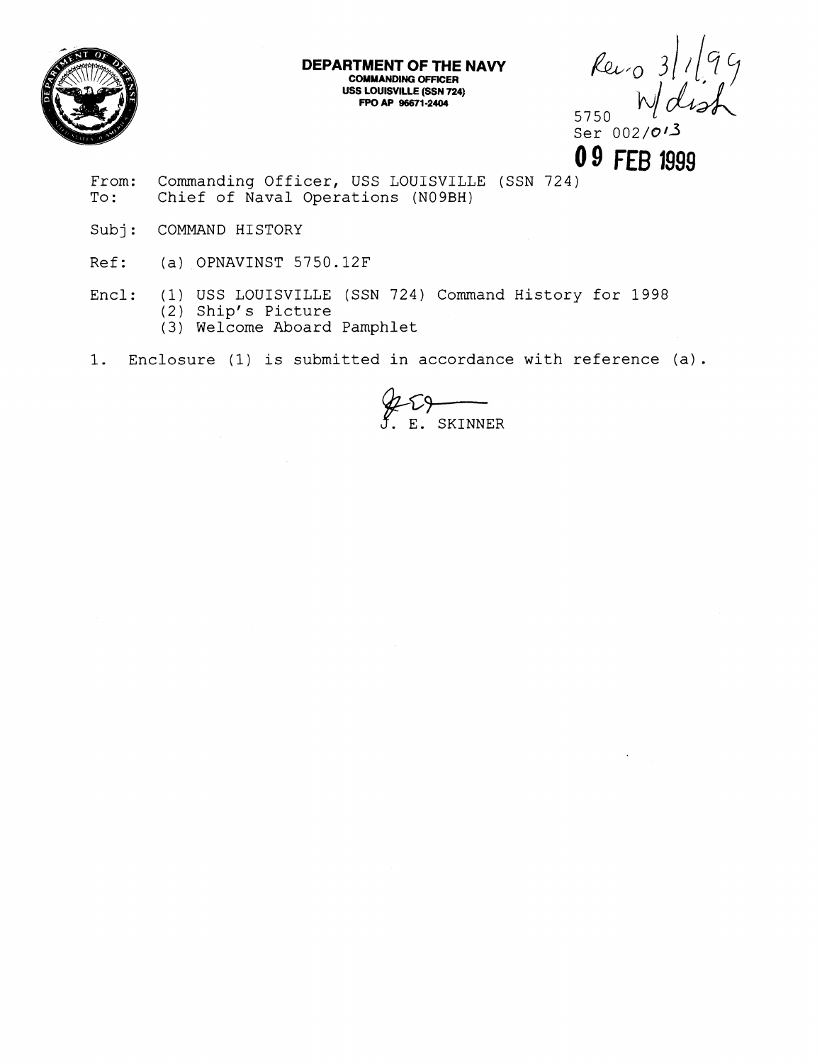**DEPARTMENT OF THE NAVY**
**COMMANDING OFFICER**
**USS LOUISVILLE (SSN 724)**
**FPO AP 96671-2404**

Rec'd 3/1/99
W/ dish

5750
Ser 002/013

**09 FEB 1999**

From: Commanding Officer, USS LOUISVILLE (SSN 724)
To: Chief of Naval Operations (N09BH)

Subj: COMMAND HISTORY

Ref: (a) OPNAVINST 5750.12F

Encl: (1) USS LOUISVILLE (SSN 724) Command History for 1998
(2) Ship's Picture
(3) Welcome Aboard Pamphlet

1. Enclosure (1) is submitted in accordance with reference (a).

J. E. SKINNER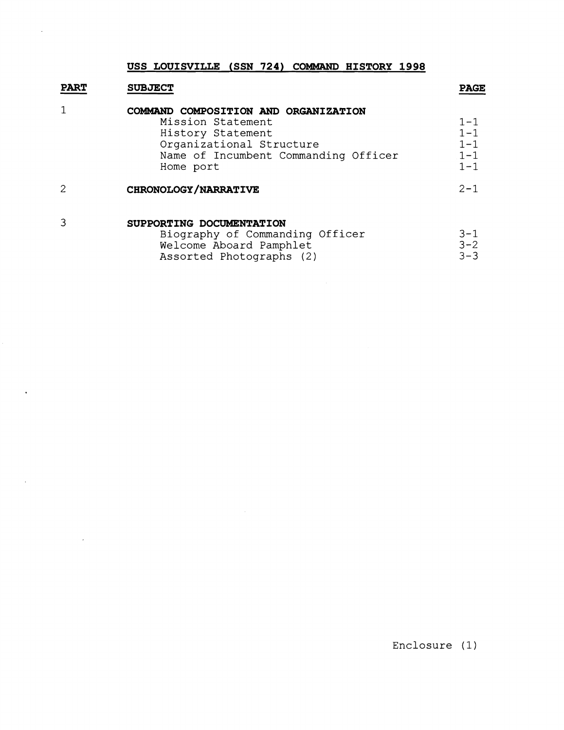# USS LOUISVILLE (SSN 724) COMMAND HISTORY 1998

| PART | SUBJECT | PAGE |
| --- | --- | --- |
| 1 | **COMMAND COMPOSITION AND ORGANIZATION** | |
| | Mission Statement | 1-1 |
| | History Statement | 1-1 |
| | Organizational Structure | 1-1 |
| | Name of Incumbent Commanding Officer | 1-1 |
| | Home port | 1-1 |
| 2 | **CHRONOLOGY/NARRATIVE** | 2-1 |
| 3 | **SUPPORTING DOCUMENTATION** | |
| | Biography of Commanding Officer | 3-1 |
| | Welcome Aboard Pamphlet | 3-2 |
| | Assorted Photographs (2) | 3-3 |

Enclosure (1)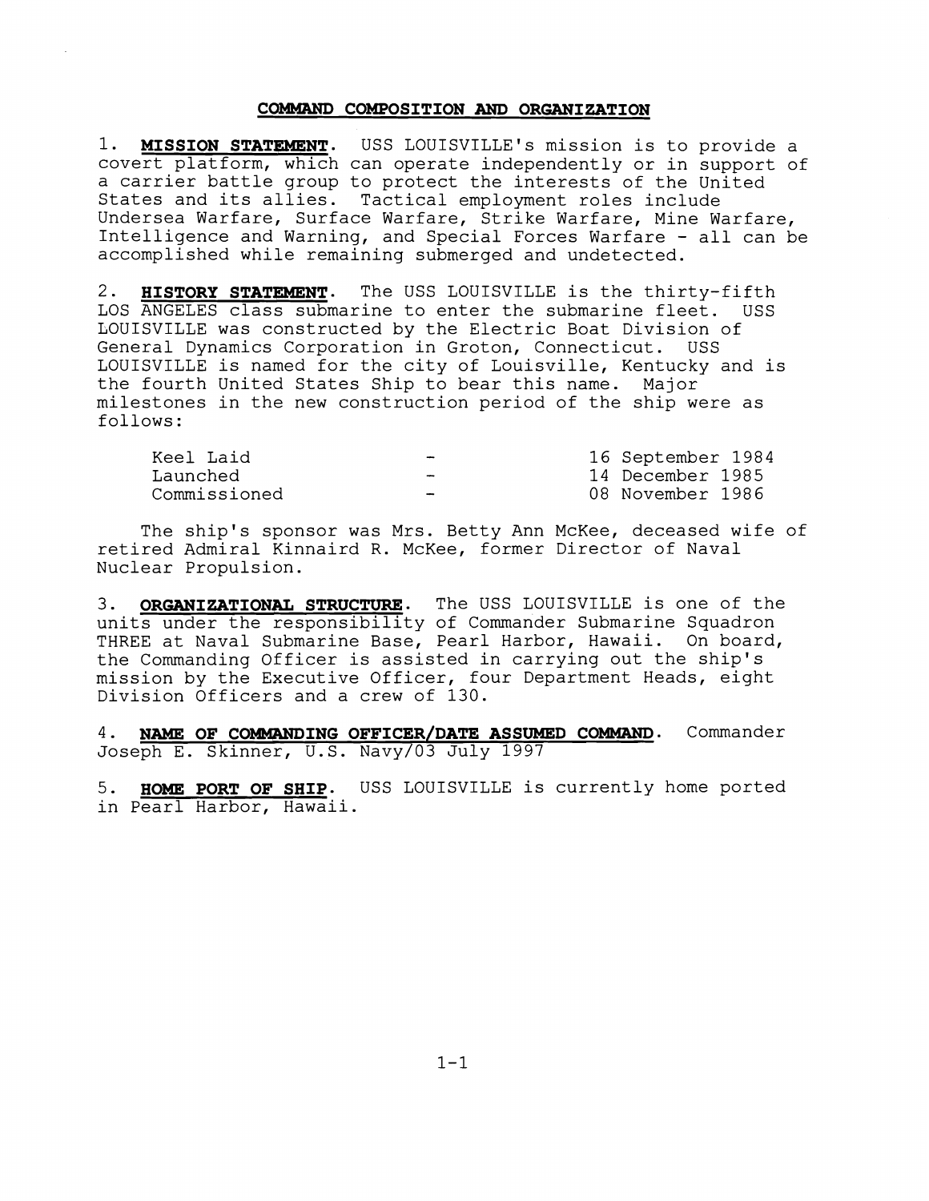## COMMAND COMPOSITION AND ORGANIZATION

1. **MISSION STATEMENT**. USS LOUISVILLE's mission is to provide a covert platform, which can operate independently or in support of a carrier battle group to protect the interests of the United States and its allies. Tactical employment roles include Undersea Warfare, Surface Warfare, Strike Warfare, Mine Warfare, Intelligence and Warning, and Special Forces Warfare - all can be accomplished while remaining submerged and undetected.

2. **HISTORY STATEMENT**. The USS LOUISVILLE is the thirty-fifth LOS ANGELES class submarine to enter the submarine fleet. USS LOUISVILLE was constructed by the Electric Boat Division of General Dynamics Corporation in Groton, Connecticut. USS LOUISVILLE is named for the city of Louisville, Kentucky and is the fourth United States Ship to bear this name. Major milestones in the new construction period of the ship were as follows:

| | | |
|---|---|---|
| Keel Laid | - | 16 September 1984 |
| Launched | - | 14 December 1985 |
| Commissioned | - | 08 November 1986 |

The ship's sponsor was Mrs. Betty Ann McKee, deceased wife of retired Admiral Kinnaird R. McKee, former Director of Naval Nuclear Propulsion.

3. **ORGANIZATIONAL STRUCTURE**. The USS LOUISVILLE is one of the units under the responsibility of Commander Submarine Squadron THREE at Naval Submarine Base, Pearl Harbor, Hawaii. On board, the Commanding Officer is assisted in carrying out the ship's mission by the Executive Officer, four Department Heads, eight Division Officers and a crew of 130.

4. **NAME OF COMMANDING OFFICER/DATE ASSUMED COMMAND**. Commander Joseph E. Skinner, U.S. Navy/03 July 1997

5. **HOME PORT OF SHIP**. USS LOUISVILLE is currently home ported in Pearl Harbor, Hawaii.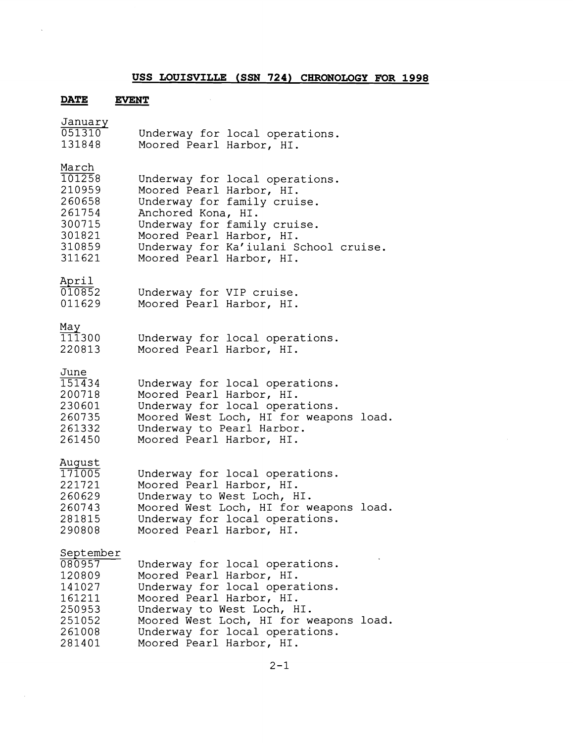# USS LOUISVILLE (SSN 724) CHRONOLOGY FOR 1998

| DATE | EVENT |
|---|---|
| **January** | |
| 051310 | Underway for local operations. |
| 131848 | Moored Pearl Harbor, HI. |
| **March** | |
| 101258 | Underway for local operations. |
| 210959 | Moored Pearl Harbor, HI. |
| 260658 | Underway for family cruise. |
| 261754 | Anchored Kona, HI. |
| 300715 | Underway for family cruise. |
| 301821 | Moored Pearl Harbor, HI. |
| 310859 | Underway for Ka'iulani School cruise. |
| 311621 | Moored Pearl Harbor, HI. |
| **April** | |
| 010852 | Underway for VIP cruise. |
| 011629 | Moored Pearl Harbor, HI. |
| **May** | |
| 111300 | Underway for local operations. |
| 220813 | Moored Pearl Harbor, HI. |
| **June** | |
| 151434 | Underway for local operations. |
| 200718 | Moored Pearl Harbor, HI. |
| 230601 | Underway for local operations. |
| 260735 | Moored West Loch, HI for weapons load. |
| 261332 | Underway to Pearl Harbor. |
| 261450 | Moored Pearl Harbor, HI. |
| **August** | |
| 171005 | Underway for local operations. |
| 221721 | Moored Pearl Harbor, HI. |
| 260629 | Underway to West Loch, HI. |
| 260743 | Moored West Loch, HI for weapons load. |
| 281815 | Underway for local operations. |
| 290808 | Moored Pearl Harbor, HI. |
| **September** | |
| 080957 | Underway for local operations. |
| 120809 | Moored Pearl Harbor, HI. |
| 141027 | Underway for local operations. |
| 161211 | Moored Pearl Harbor, HI. |
| 250953 | Underway to West Loch, HI. |
| 251052 | Moored West Loch, HI for weapons load. |
| 261008 | Underway for local operations. |
| 281401 | Moored Pearl Harbor, HI. |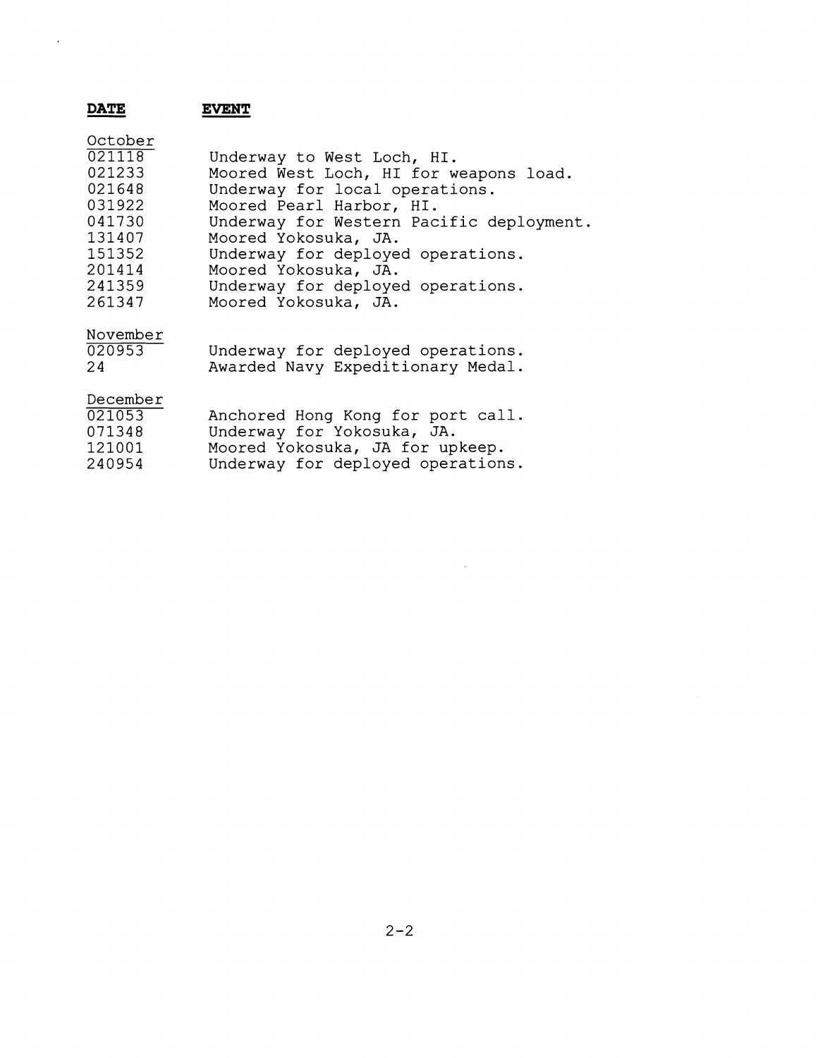| DATE | EVENT |
|---|---|
| October | |
| 021118 | Underway to West Loch, HI. |
| 021233 | Moored West Loch, HI for weapons load. |
| 021648 | Underway for local operations. |
| 031922 | Moored Pearl Harbor, HI. |
| 041730 | Underway for Western Pacific deployment. |
| 131407 | Moored Yokosuka, JA. |
| 151352 | Underway for deployed operations. |
| 201414 | Moored Yokosuka, JA. |
| 241359 | Underway for deployed operations. |
| 261347 | Moored Yokosuka, JA. |
| November | |
| 020953 | Underway for deployed operations. |
| 24 | Awarded Navy Expeditionary Medal. |
| December | |
| 021053 | Anchored Hong Kong for port call. |
| 071348 | Underway for Yokosuka, JA. |
| 121001 | Moored Yokosuka, JA for upkeep. |
| 240954 | Underway for deployed operations. |